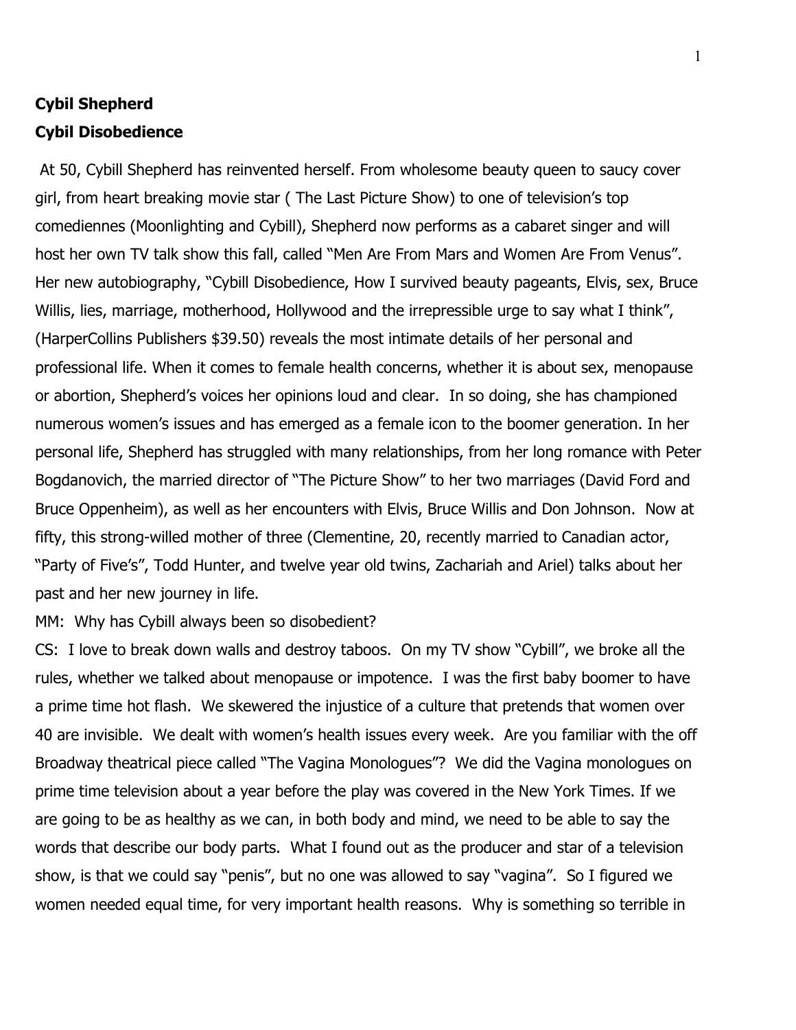**Cybil Shepherd**

**Cybil Disobedience**

At 50, Cybill Shepherd has reinvented herself. From wholesome beauty queen to saucy cover girl, from heart breaking movie star ( The Last Picture Show) to one of television's top comediennes (Moonlighting and Cybill), Shepherd now performs as a cabaret singer and will host her own TV talk show this fall, called "Men Are From Mars and Women Are From Venus". Her new autobiography, "Cybill Disobedience, How I survived beauty pageants, Elvis, sex, Bruce Willis, lies, marriage, motherhood, Hollywood and the irrepressible urge to say what I think", (HarperCollins Publishers $39.50) reveals the most intimate details of her personal and professional life. When it comes to female health concerns, whether it is about sex, menopause or abortion, Shepherd's voices her opinions loud and clear. In so doing, she has championed numerous women's issues and has emerged as a female icon to the boomer generation. In her personal life, Shepherd has struggled with many relationships, from her long romance with Peter Bogdanovich, the married director of "The Picture Show" to her two marriages (David Ford and Bruce Oppenheim), as well as her encounters with Elvis, Bruce Willis and Don Johnson. Now at fifty, this strong-willed mother of three (Clementine, 20, recently married to Canadian actor, "Party of Five's", Todd Hunter, and twelve year old twins, Zachariah and Ariel) talks about her past and her new journey in life.

MM: Why has Cybill always been so disobedient?

CS: I love to break down walls and destroy taboos. On my TV show "Cybill", we broke all the rules, whether we talked about menopause or impotence. I was the first baby boomer to have a prime time hot flash. We skewered the injustice of a culture that pretends that women over 40 are invisible. We dealt with women's health issues every week. Are you familiar with the off Broadway theatrical piece called "The Vagina Monologues"? We did the Vagina monologues on prime time television about a year before the play was covered in the New York Times. If we are going to be as healthy as we can, in both body and mind, we need to be able to say the words that describe our body parts. What I found out as the producer and star of a television show, is that we could say "penis", but no one was allowed to say "vagina". So I figured we women needed equal time, for very important health reasons. Why is something so terrible in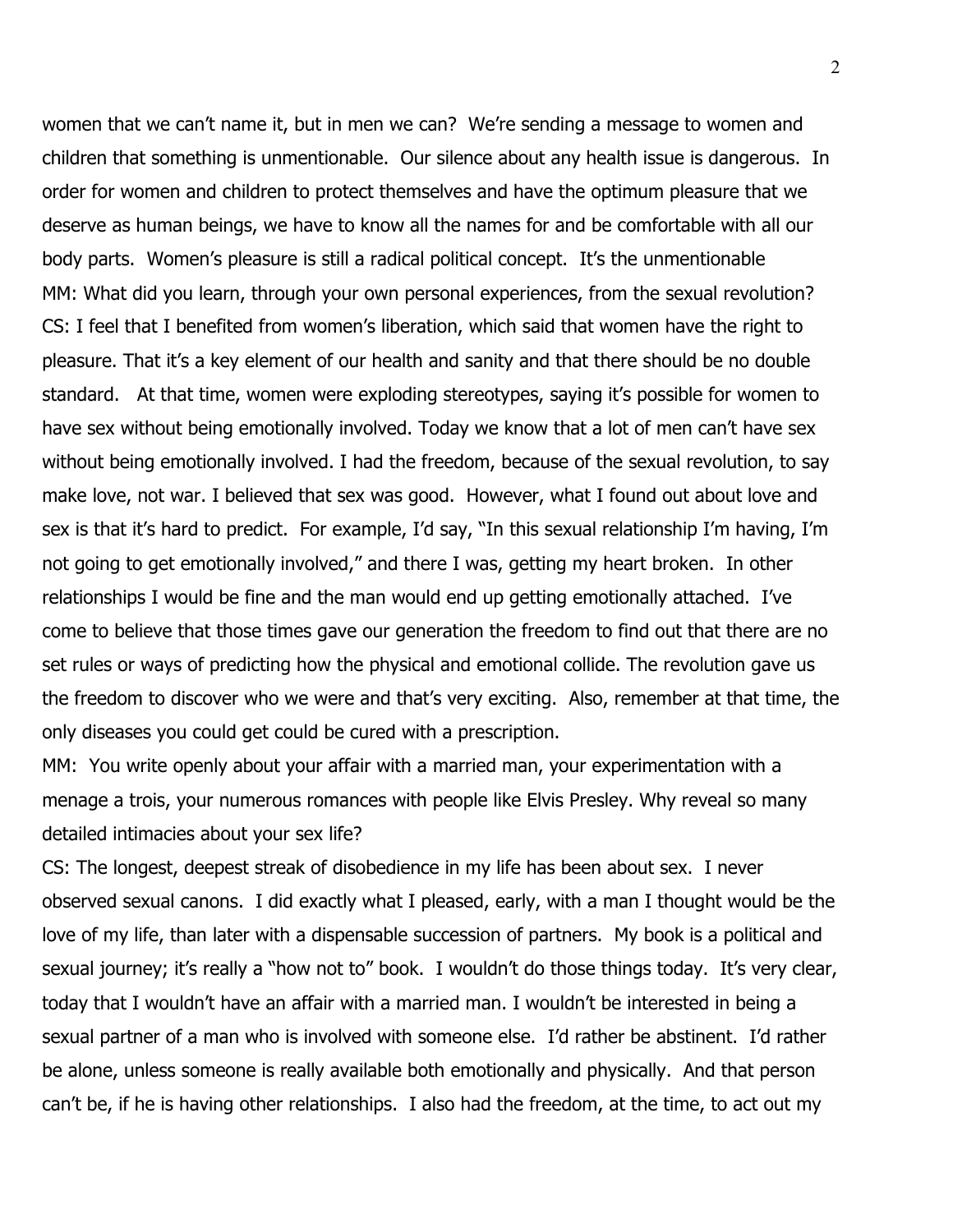women that we can't name it, but in men we can? We're sending a message to women and children that something is unmentionable. Our silence about any health issue is dangerous. In order for women and children to protect themselves and have the optimum pleasure that we deserve as human beings, we have to know all the names for and be comfortable with all our body parts. Women's pleasure is still a radical political concept. It's the unmentionable

MM: What did you learn, through your own personal experiences, from the sexual revolution?

CS: I feel that I benefited from women's liberation, which said that women have the right to pleasure. That it's a key element of our health and sanity and that there should be no double standard. At that time, women were exploding stereotypes, saying it's possible for women to have sex without being emotionally involved. Today we know that a lot of men can't have sex without being emotionally involved. I had the freedom, because of the sexual revolution, to say make love, not war. I believed that sex was good. However, what I found out about love and sex is that it's hard to predict. For example, I'd say, "In this sexual relationship I'm having, I'm not going to get emotionally involved," and there I was, getting my heart broken. In other relationships I would be fine and the man would end up getting emotionally attached. I've come to believe that those times gave our generation the freedom to find out that there are no set rules or ways of predicting how the physical and emotional collide. The revolution gave us the freedom to discover who we were and that's very exciting. Also, remember at that time, the only diseases you could get could be cured with a prescription.

MM: You write openly about your affair with a married man, your experimentation with a menage a trois, your numerous romances with people like Elvis Presley. Why reveal so many detailed intimacies about your sex life?

CS: The longest, deepest streak of disobedience in my life has been about sex. I never observed sexual canons. I did exactly what I pleased, early, with a man I thought would be the love of my life, than later with a dispensable succession of partners. My book is a political and sexual journey; it's really a "how not to" book. I wouldn't do those things today. It's very clear, today that I wouldn't have an affair with a married man. I wouldn't be interested in being a sexual partner of a man who is involved with someone else. I'd rather be abstinent. I'd rather be alone, unless someone is really available both emotionally and physically. And that person can't be, if he is having other relationships. I also had the freedom, at the time, to act out my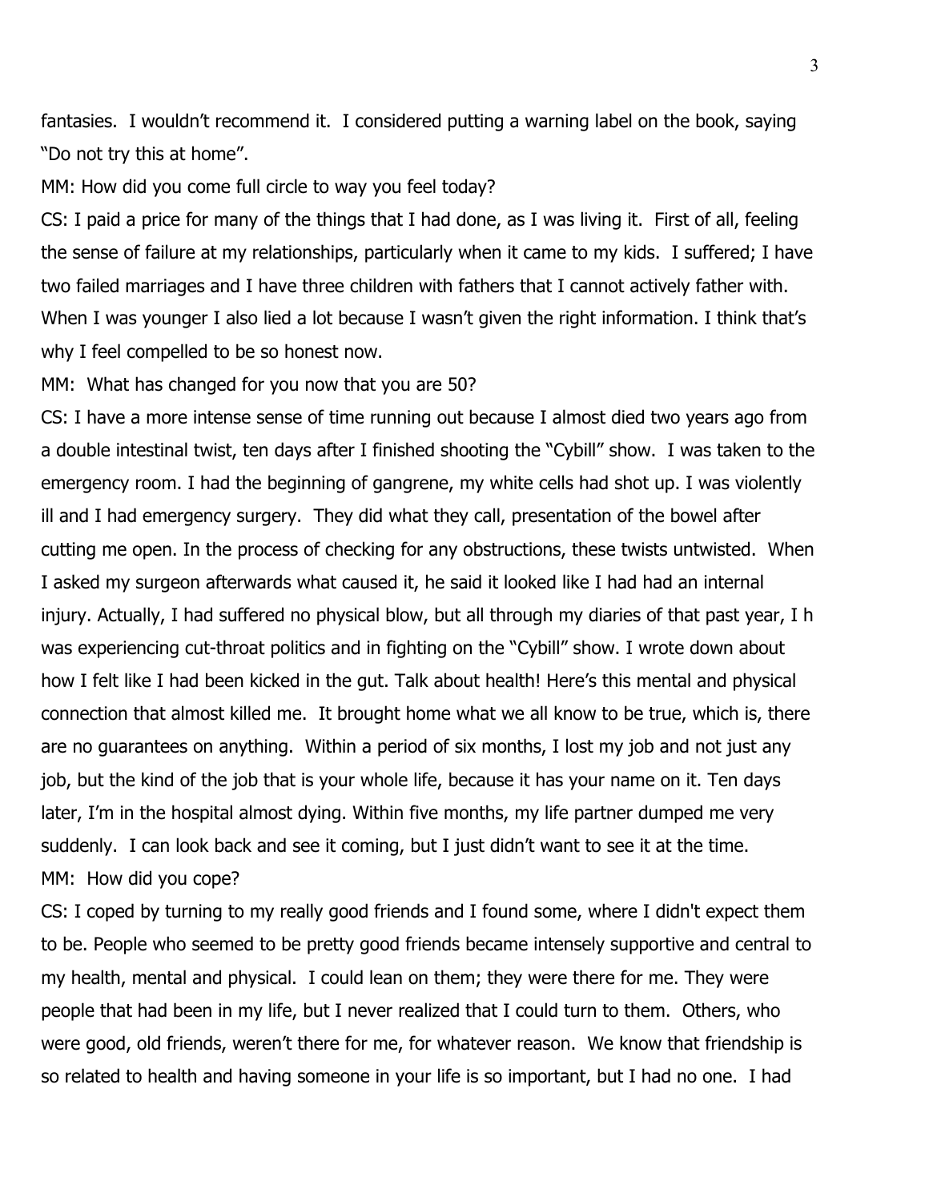fantasies. I wouldn't recommend it. I considered putting a warning label on the book, saying "Do not try this at home".

MM: How did you come full circle to way you feel today?

CS: I paid a price for many of the things that I had done, as I was living it. First of all, feeling the sense of failure at my relationships, particularly when it came to my kids. I suffered; I have two failed marriages and I have three children with fathers that I cannot actively father with. When I was younger I also lied a lot because I wasn't given the right information. I think that's why I feel compelled to be so honest now.

MM: What has changed for you now that you are 50?

CS: I have a more intense sense of time running out because I almost died two years ago from a double intestinal twist, ten days after I finished shooting the "Cybill" show. I was taken to the emergency room. I had the beginning of gangrene, my white cells had shot up. I was violently ill and I had emergency surgery. They did what they call, presentation of the bowel after cutting me open. In the process of checking for any obstructions, these twists untwisted. When I asked my surgeon afterwards what caused it, he said it looked like I had had an internal injury. Actually, I had suffered no physical blow, but all through my diaries of that past year, I h was experiencing cut-throat politics and in fighting on the "Cybill" show. I wrote down about how I felt like I had been kicked in the gut. Talk about health! Here's this mental and physical connection that almost killed me. It brought home what we all know to be true, which is, there are no guarantees on anything. Within a period of six months, I lost my job and not just any job, but the kind of the job that is your whole life, because it has your name on it. Ten days later, I'm in the hospital almost dying. Within five months, my life partner dumped me very suddenly. I can look back and see it coming, but I just didn't want to see it at the time.

MM: How did you cope?

CS: I coped by turning to my really good friends and I found some, where I didn't expect them to be. People who seemed to be pretty good friends became intensely supportive and central to my health, mental and physical. I could lean on them; they were there for me. They were people that had been in my life, but I never realized that I could turn to them. Others, who were good, old friends, weren't there for me, for whatever reason. We know that friendship is so related to health and having someone in your life is so important, but I had no one. I had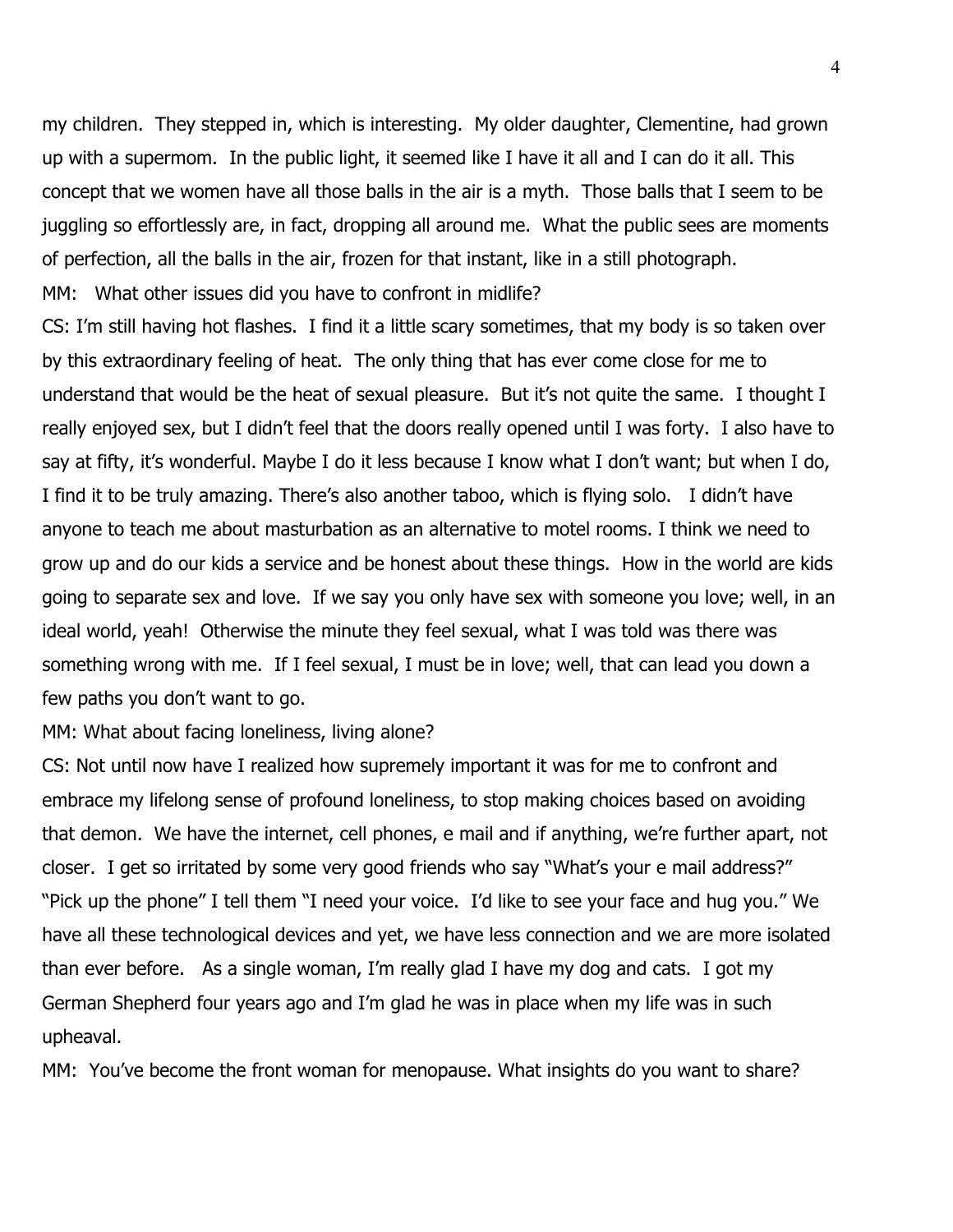my children. They stepped in, which is interesting. My older daughter, Clementine, had grown up with a supermom. In the public light, it seemed like I have it all and I can do it all. This concept that we women have all those balls in the air is a myth. Those balls that I seem to be juggling so effortlessly are, in fact, dropping all around me. What the public sees are moments of perfection, all the balls in the air, frozen for that instant, like in a still photograph.

MM: What other issues did you have to confront in midlife?

CS: I'm still having hot flashes. I find it a little scary sometimes, that my body is so taken over by this extraordinary feeling of heat. The only thing that has ever come close for me to understand that would be the heat of sexual pleasure. But it's not quite the same. I thought I really enjoyed sex, but I didn't feel that the doors really opened until I was forty. I also have to say at fifty, it's wonderful. Maybe I do it less because I know what I don't want; but when I do, I find it to be truly amazing. There's also another taboo, which is flying solo. I didn't have anyone to teach me about masturbation as an alternative to motel rooms. I think we need to grow up and do our kids a service and be honest about these things. How in the world are kids going to separate sex and love. If we say you only have sex with someone you love; well, in an ideal world, yeah! Otherwise the minute they feel sexual, what I was told was there was something wrong with me. If I feel sexual, I must be in love; well, that can lead you down a few paths you don't want to go.

MM: What about facing loneliness, living alone?

CS: Not until now have I realized how supremely important it was for me to confront and embrace my lifelong sense of profound loneliness, to stop making choices based on avoiding that demon. We have the internet, cell phones, e mail and if anything, we're further apart, not closer. I get so irritated by some very good friends who say "What's your e mail address?" "Pick up the phone" I tell them "I need your voice. I'd like to see your face and hug you." We have all these technological devices and yet, we have less connection and we are more isolated than ever before. As a single woman, I'm really glad I have my dog and cats. I got my German Shepherd four years ago and I'm glad he was in place when my life was in such upheaval.

MM: You've become the front woman for menopause. What insights do you want to share?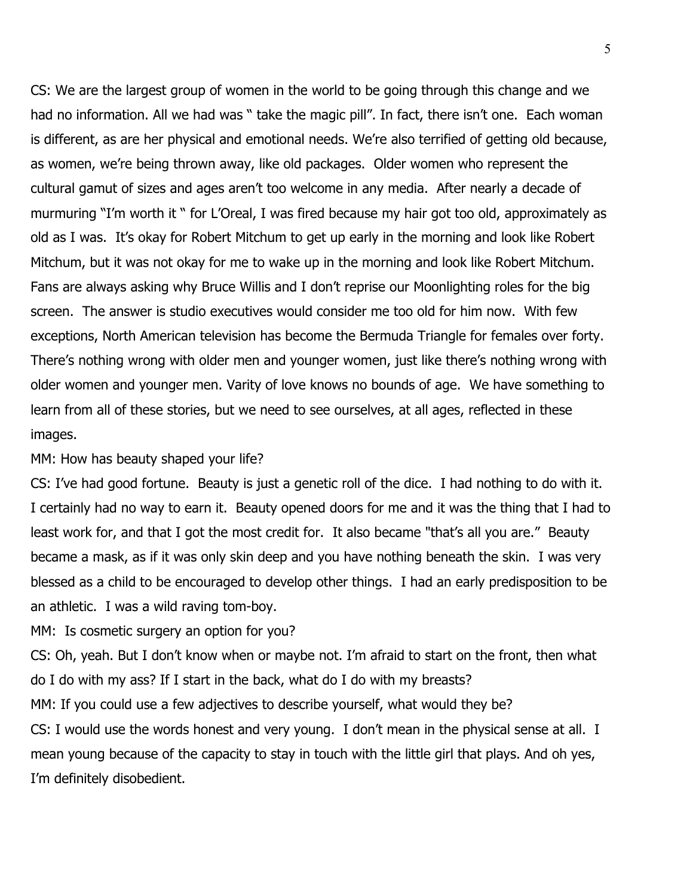CS: We are the largest group of women in the world to be going through this change and we had no information. All we had was " take the magic pill". In fact, there isn't one. Each woman is different, as are her physical and emotional needs. We're also terrified of getting old because, as women, we're being thrown away, like old packages. Older women who represent the cultural gamut of sizes and ages aren't too welcome in any media. After nearly a decade of murmuring "I'm worth it " for L'Oreal, I was fired because my hair got too old, approximately as old as I was. It's okay for Robert Mitchum to get up early in the morning and look like Robert Mitchum, but it was not okay for me to wake up in the morning and look like Robert Mitchum. Fans are always asking why Bruce Willis and I don't reprise our Moonlighting roles for the big screen. The answer is studio executives would consider me too old for him now. With few exceptions, North American television has become the Bermuda Triangle for females over forty. There's nothing wrong with older men and younger women, just like there's nothing wrong with older women and younger men. Varity of love knows no bounds of age. We have something to learn from all of these stories, but we need to see ourselves, at all ages, reflected in these images.

MM: How has beauty shaped your life?

CS: I've had good fortune. Beauty is just a genetic roll of the dice. I had nothing to do with it. I certainly had no way to earn it. Beauty opened doors for me and it was the thing that I had to least work for, and that I got the most credit for. It also became "that's all you are." Beauty became a mask, as if it was only skin deep and you have nothing beneath the skin. I was very blessed as a child to be encouraged to develop other things. I had an early predisposition to be an athletic. I was a wild raving tom-boy.

MM: Is cosmetic surgery an option for you?

CS: Oh, yeah. But I don't know when or maybe not. I'm afraid to start on the front, then what do I do with my ass? If I start in the back, what do I do with my breasts?

MM: If you could use a few adjectives to describe yourself, what would they be?

CS: I would use the words honest and very young. I don't mean in the physical sense at all. I mean young because of the capacity to stay in touch with the little girl that plays. And oh yes, I'm definitely disobedient.